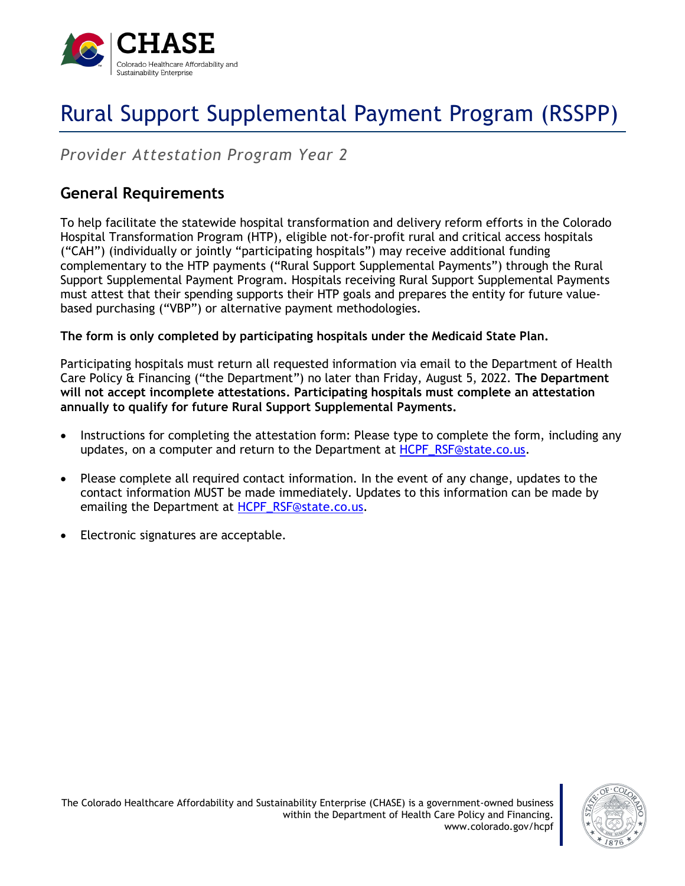# Rural Support Supplemental Payment Program (RSSPP)

*Provider Attestation Program Year 2*

## General Requirements

To help facilitate the statewide hospital transformation and delivery reform efforts in the Colorado Hospital Transformation Program (HTP), eligible not-for-profit rural and critical access hospitals ("CAH") (individually or jointly "participating hospitals") may receive additional funding complementary to the HTP payments ("Rural Support Supplemental Payments") through the Rural Support Supplemental Payment Program. Hospitals receiving Rural Support Supplemental Payments must attest that their spending supports their HTP goals and prepares the entity for future value-based purchasing ("VBP") or alternative payment methodologies.

**The form is only completed by participating hospitals under the Medicaid State Plan.**

Participating hospitals must return all requested information via email to the Department of Health Care Policy & Financing ("the Department") no later than Friday, August 5, 2022. **The Department will not accept incomplete attestations. Participating hospitals must complete an attestation annually to qualify for future Rural Support Supplemental Payments.**

- Instructions for completing the attestation form: Please type to complete the form, including any updates, on a computer and return to the Department at HCPF_RSF@state.co.us.
- Please complete all required contact information. In the event of any change, updates to the contact information MUST be made immediately. Updates to this information can be made by emailing the Department at HCPF_RSF@state.co.us.
- Electronic signatures are acceptable.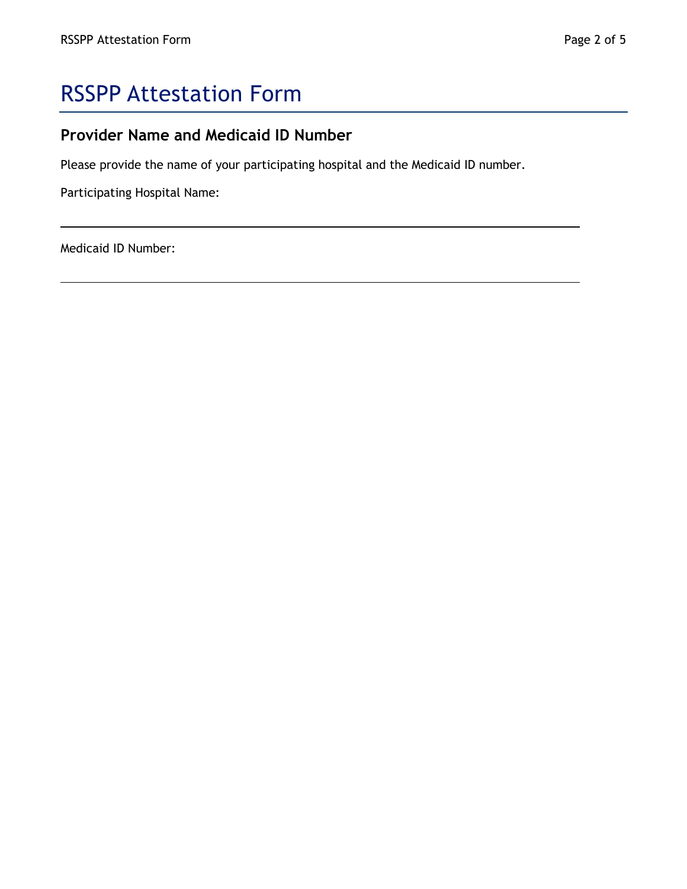# RSSPP Attestation Form

## Provider Name and Medicaid ID Number

Please provide the name of your participating hospital and the Medicaid ID number.

Participating Hospital Name:

___________________________________________________________________________

Medicaid ID Number:

___________________________________________________________________________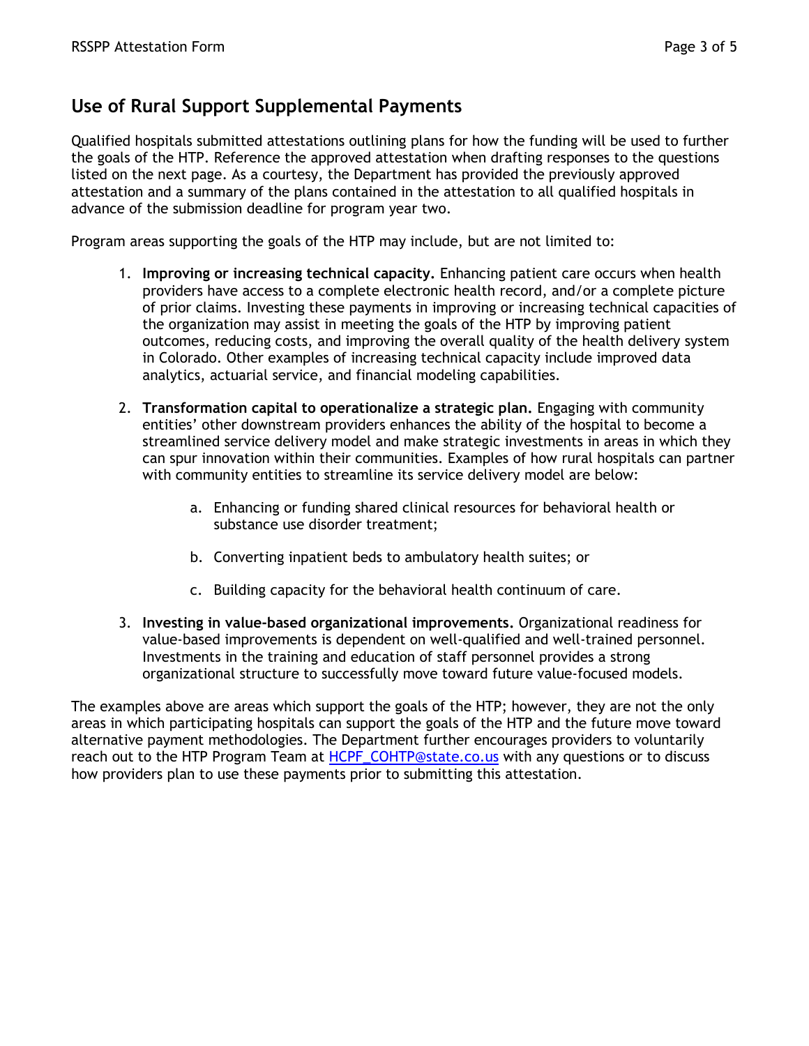## Use of Rural Support Supplemental Payments

Qualified hospitals submitted attestations outlining plans for how the funding will be used to further the goals of the HTP. Reference the approved attestation when drafting responses to the questions listed on the next page. As a courtesy, the Department has provided the previously approved attestation and a summary of the plans contained in the attestation to all qualified hospitals in advance of the submission deadline for program year two.

Program areas supporting the goals of the HTP may include, but are not limited to:

1. **Improving or increasing technical capacity.** Enhancing patient care occurs when health providers have access to a complete electronic health record, and/or a complete picture of prior claims. Investing these payments in improving or increasing technical capacities of the organization may assist in meeting the goals of the HTP by improving patient outcomes, reducing costs, and improving the overall quality of the health delivery system in Colorado. Other examples of increasing technical capacity include improved data analytics, actuarial service, and financial modeling capabilities.

2. **Transformation capital to operationalize a strategic plan.** Engaging with community entities' other downstream providers enhances the ability of the hospital to become a streamlined service delivery model and make strategic investments in areas in which they can spur innovation within their communities. Examples of how rural hospitals can partner with community entities to streamline its service delivery model are below:

    a. Enhancing or funding shared clinical resources for behavioral health or substance use disorder treatment;

    b. Converting inpatient beds to ambulatory health suites; or

    c. Building capacity for the behavioral health continuum of care.

3. **Investing in value-based organizational improvements.** Organizational readiness for value-based improvements is dependent on well-qualified and well-trained personnel. Investments in the training and education of staff personnel provides a strong organizational structure to successfully move toward future value-focused models.

The examples above are areas which support the goals of the HTP; however, they are not the only areas in which participating hospitals can support the goals of the HTP and the future move toward alternative payment methodologies. The Department further encourages providers to voluntarily reach out to the HTP Program Team at HCPF_COHTP@state.co.us with any questions or to discuss how providers plan to use these payments prior to submitting this attestation.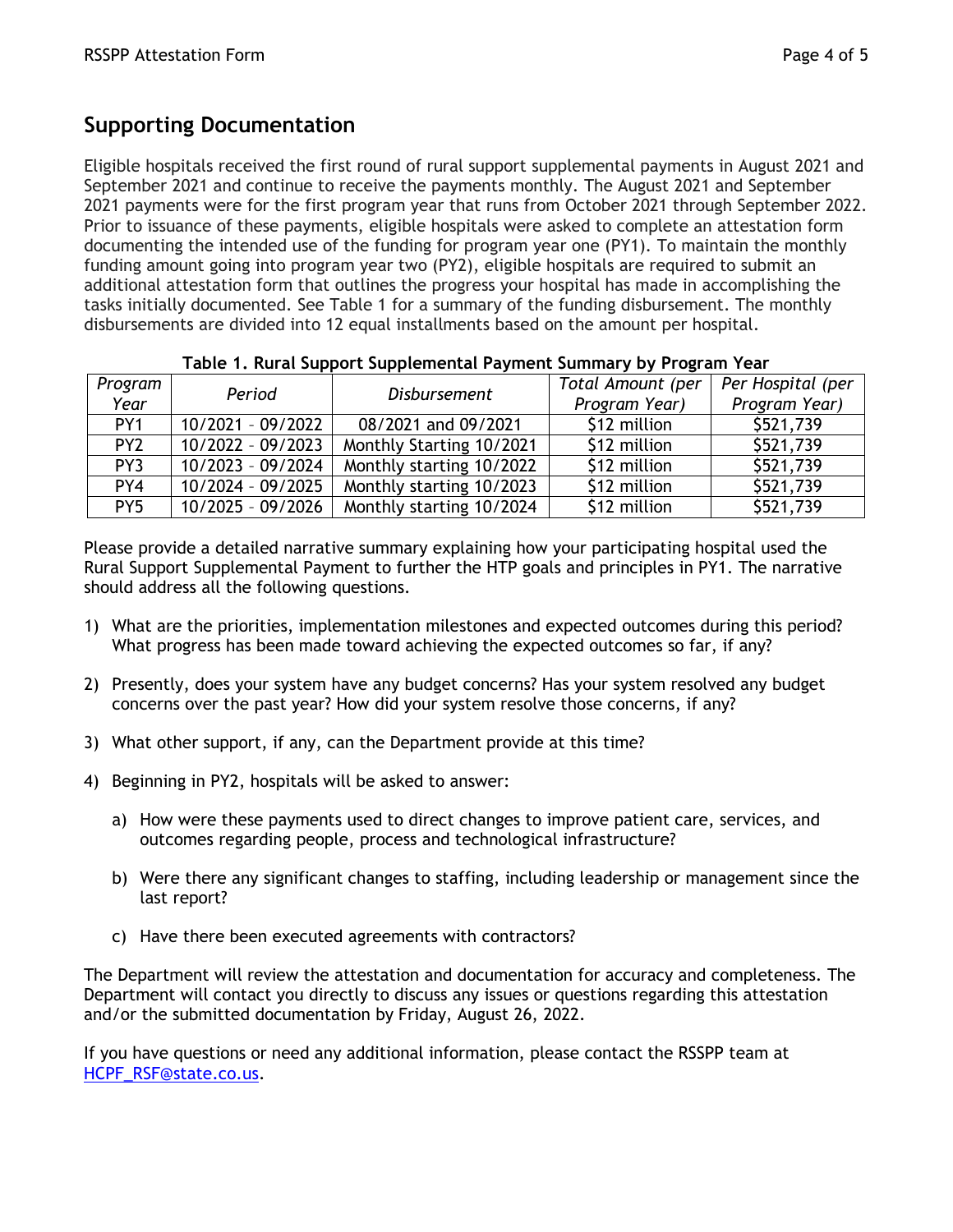## Supporting Documentation

Eligible hospitals received the first round of rural support supplemental payments in August 2021 and September 2021 and continue to receive the payments monthly. The August 2021 and September 2021 payments were for the first program year that runs from October 2021 through September 2022. Prior to issuance of these payments, eligible hospitals were asked to complete an attestation form documenting the intended use of the funding for program year one (PY1). To maintain the monthly funding amount going into program year two (PY2), eligible hospitals are required to submit an additional attestation form that outlines the progress your hospital has made in accomplishing the tasks initially documented. See Table 1 for a summary of the funding disbursement. The monthly disbursements are divided into 12 equal installments based on the amount per hospital.

**Table 1. Rural Support Supplemental Payment Summary by Program Year**

| *Program Year* | *Period* | *Disbursement* | *Total Amount (per Program Year)* | *Per Hospital (per Program Year)* |
|---|---|---|---|---|
| PY1 | 10/2021 – 09/2022 | 08/2021 and 09/2021 | $12 million | $521,739 |
| PY2 | 10/2022 – 09/2023 | Monthly Starting 10/2021 | $12 million | $521,739 |
| PY3 | 10/2023 – 09/2024 | Monthly starting 10/2022 | $12 million | $521,739 |
| PY4 | 10/2024 – 09/2025 | Monthly starting 10/2023 | $12 million | $521,739 |
| PY5 | 10/2025 – 09/2026 | Monthly starting 10/2024 | $12 million | $521,739 |

Please provide a detailed narrative summary explaining how your participating hospital used the Rural Support Supplemental Payment to further the HTP goals and principles in PY1. The narrative should address all the following questions.

1) What are the priorities, implementation milestones and expected outcomes during this period? What progress has been made toward achieving the expected outcomes so far, if any?

2) Presently, does your system have any budget concerns? Has your system resolved any budget concerns over the past year? How did your system resolve those concerns, if any?

3) What other support, if any, can the Department provide at this time?

4) Beginning in PY2, hospitals will be asked to answer:

   a) How were these payments used to direct changes to improve patient care, services, and outcomes regarding people, process and technological infrastructure?

   b) Were there any significant changes to staffing, including leadership or management since the last report?

   c) Have there been executed agreements with contractors?

The Department will review the attestation and documentation for accuracy and completeness. The Department will contact you directly to discuss any issues or questions regarding this attestation and/or the submitted documentation by Friday, August 26, 2022.

If you have questions or need any additional information, please contact the RSSPP team at [HCPF_RSF@state.co.us](mailto:HCPF_RSF@state.co.us).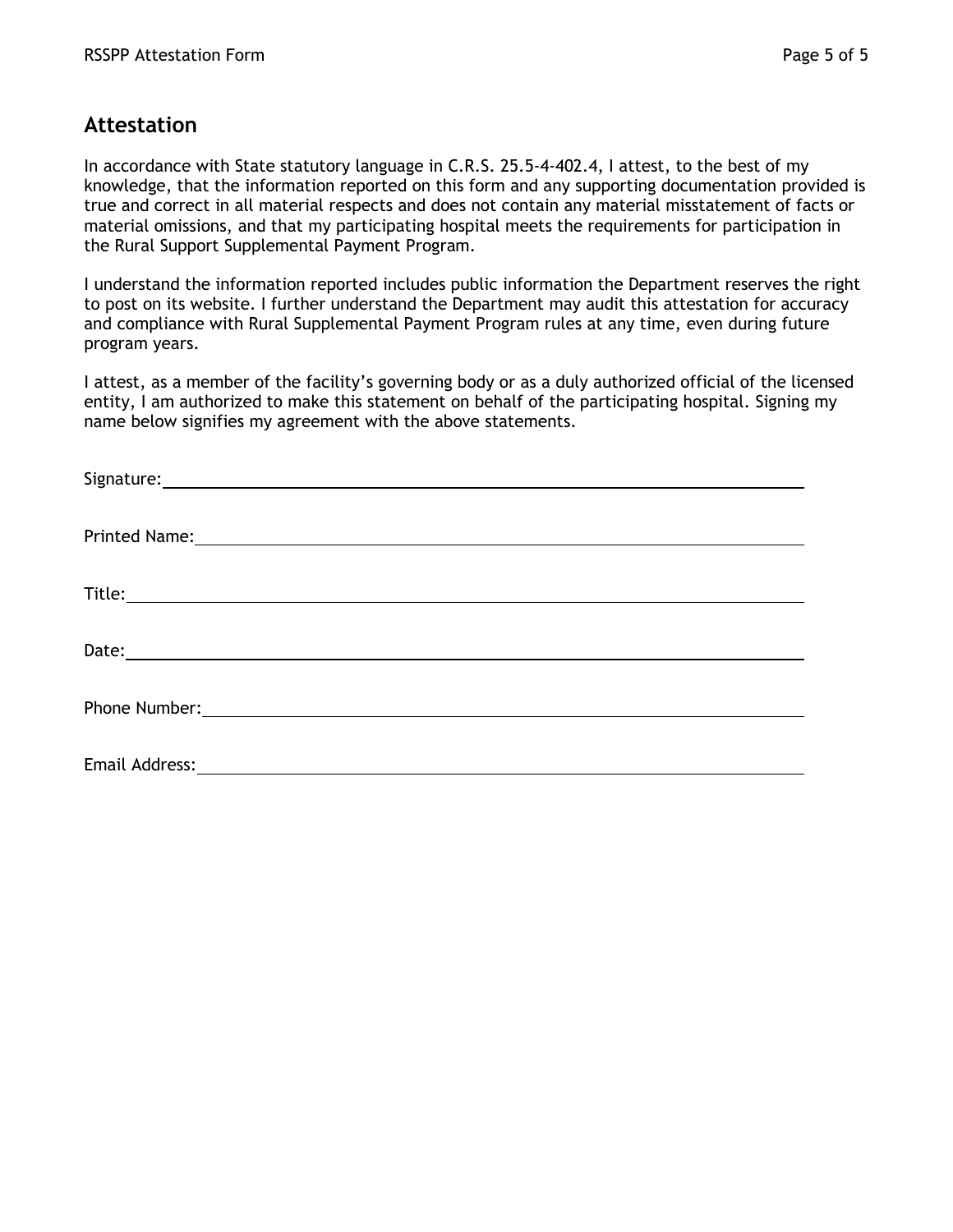## Attestation

In accordance with State statutory language in C.R.S. 25.5-4-402.4, I attest, to the best of my knowledge, that the information reported on this form and any supporting documentation provided is true and correct in all material respects and does not contain any material misstatement of facts or material omissions, and that my participating hospital meets the requirements for participation in the Rural Support Supplemental Payment Program.

I understand the information reported includes public information the Department reserves the right to post on its website. I further understand the Department may audit this attestation for accuracy and compliance with Rural Supplemental Payment Program rules at any time, even during future program years.

I attest, as a member of the facility's governing body or as a duly authorized official of the licensed entity, I am authorized to make this statement on behalf of the participating hospital. Signing my name below signifies my agreement with the above statements.

Signature: ____________________________________________

Printed Name: ____________________________________________

Title: ____________________________________________

Date: ____________________________________________

Phone Number: ____________________________________________

Email Address: ____________________________________________